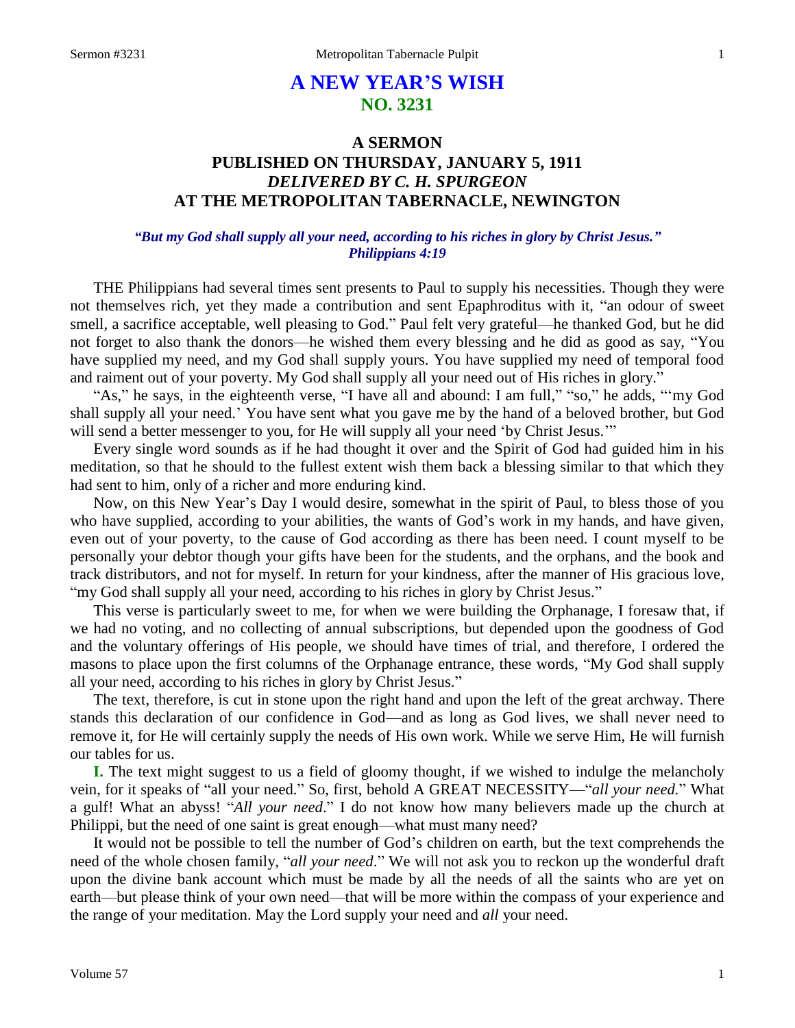# A NEW YEAR'S WISH
## NO. 3231

## A SERMON
## PUBLISHED ON THURSDAY, JANUARY 5, 1911
## *DELIVERED BY C. H. SPURGEON*
## AT THE METROPOLITAN TABERNACLE, NEWINGTON

***"But my God shall supply all your need, according to his riches in glory by Christ Jesus." Philippians 4:19***

THE Philippians had several times sent presents to Paul to supply his necessities. Though they were not themselves rich, yet they made a contribution and sent Epaphroditus with it, "an odour of sweet smell, a sacrifice acceptable, well pleasing to God." Paul felt very grateful—he thanked God, but he did not forget to also thank the donors—he wished them every blessing and he did as good as say, "You have supplied my need, and my God shall supply yours. You have supplied my need of temporal food and raiment out of your poverty. My God shall supply all your need out of His riches in glory."

"As," he says, in the eighteenth verse, "I have all and abound: I am full," "so," he adds, "'my God shall supply all your need.' You have sent what you gave me by the hand of a beloved brother, but God will send a better messenger to you, for He will supply all your need 'by Christ Jesus.'"

Every single word sounds as if he had thought it over and the Spirit of God had guided him in his meditation, so that he should to the fullest extent wish them back a blessing similar to that which they had sent to him, only of a richer and more enduring kind.

Now, on this New Year's Day I would desire, somewhat in the spirit of Paul, to bless those of you who have supplied, according to your abilities, the wants of God's work in my hands, and have given, even out of your poverty, to the cause of God according as there has been need. I count myself to be personally your debtor though your gifts have been for the students, and the orphans, and the book and track distributors, and not for myself. In return for your kindness, after the manner of His gracious love, "my God shall supply all your need, according to his riches in glory by Christ Jesus."

This verse is particularly sweet to me, for when we were building the Orphanage, I foresaw that, if we had no voting, and no collecting of annual subscriptions, but depended upon the goodness of God and the voluntary offerings of His people, we should have times of trial, and therefore, I ordered the masons to place upon the first columns of the Orphanage entrance, these words, "My God shall supply all your need, according to his riches in glory by Christ Jesus."

The text, therefore, is cut in stone upon the right hand and upon the left of the great archway. There stands this declaration of our confidence in God—and as long as God lives, we shall never need to remove it, for He will certainly supply the needs of His own work. While we serve Him, He will furnish our tables for us.

**I.** The text might suggest to us a field of gloomy thought, if we wished to indulge the melancholy vein, for it speaks of "all your need." So, first, behold A GREAT NECESSITY—"*all your need*." What a gulf! What an abyss! "*All your need*." I do not know how many believers made up the church at Philippi, but the need of one saint is great enough—what must many need?

It would not be possible to tell the number of God's children on earth, but the text comprehends the need of the whole chosen family, "*all your need*." We will not ask you to reckon up the wonderful draft upon the divine bank account which must be made by all the needs of all the saints who are yet on earth—but please think of your own need—that will be more within the compass of your experience and the range of your meditation. May the Lord supply your need and *all* your need.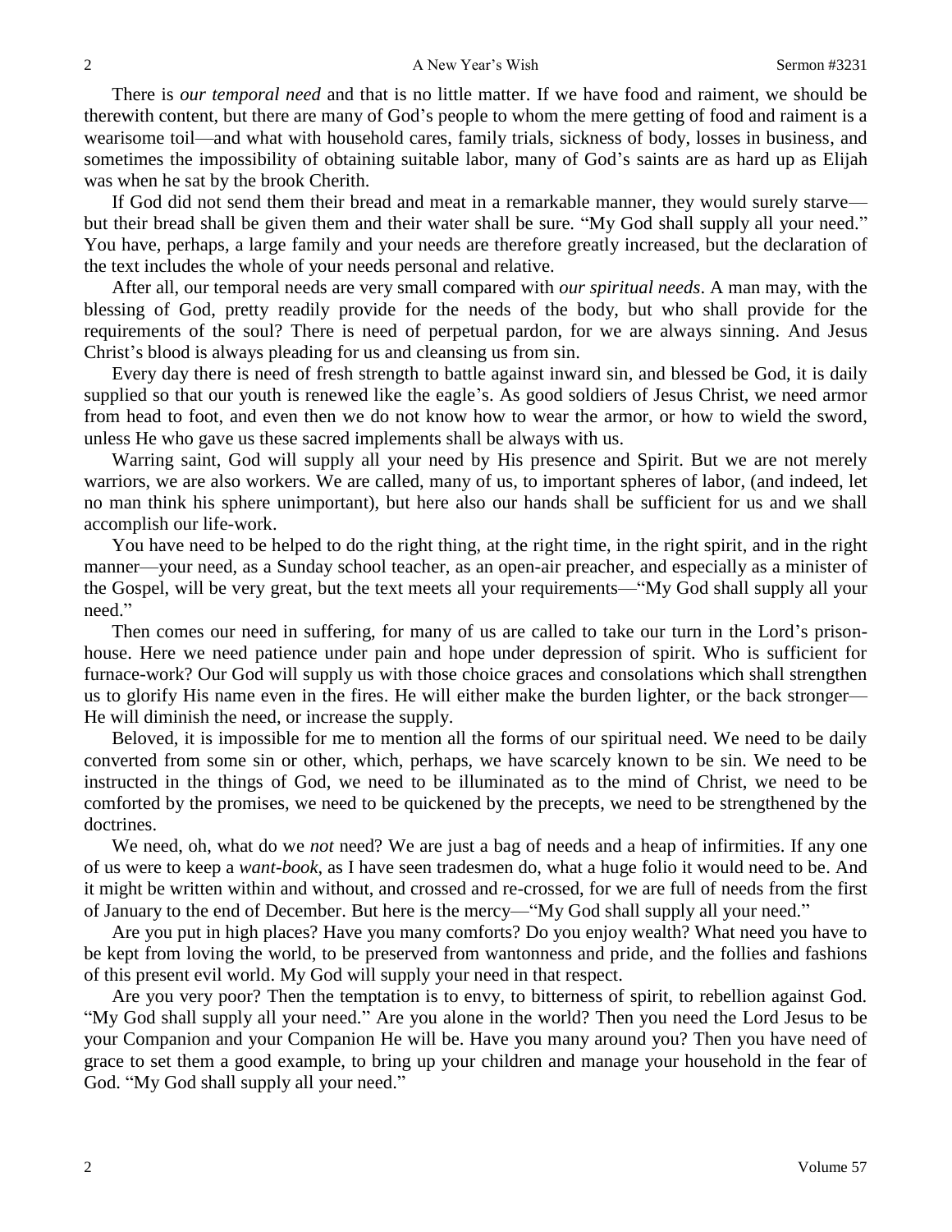There is *our temporal need* and that is no little matter. If we have food and raiment, we should be therewith content, but there are many of God's people to whom the mere getting of food and raiment is a wearisome toil—and what with household cares, family trials, sickness of body, losses in business, and sometimes the impossibility of obtaining suitable labor, many of God's saints are as hard up as Elijah was when he sat by the brook Cherith.

If God did not send them their bread and meat in a remarkable manner, they would surely starve—but their bread shall be given them and their water shall be sure. "My God shall supply all your need." You have, perhaps, a large family and your needs are therefore greatly increased, but the declaration of the text includes the whole of your needs personal and relative.

After all, our temporal needs are very small compared with *our spiritual needs*. A man may, with the blessing of God, pretty readily provide for the needs of the body, but who shall provide for the requirements of the soul? There is need of perpetual pardon, for we are always sinning. And Jesus Christ's blood is always pleading for us and cleansing us from sin.

Every day there is need of fresh strength to battle against inward sin, and blessed be God, it is daily supplied so that our youth is renewed like the eagle's. As good soldiers of Jesus Christ, we need armor from head to foot, and even then we do not know how to wear the armor, or how to wield the sword, unless He who gave us these sacred implements shall be always with us.

Warring saint, God will supply all your need by His presence and Spirit. But we are not merely warriors, we are also workers. We are called, many of us, to important spheres of labor, (and indeed, let no man think his sphere unimportant), but here also our hands shall be sufficient for us and we shall accomplish our life-work.

You have need to be helped to do the right thing, at the right time, in the right spirit, and in the right manner—your need, as a Sunday school teacher, as an open-air preacher, and especially as a minister of the Gospel, will be very great, but the text meets all your requirements—"My God shall supply all your need."

Then comes our need in suffering, for many of us are called to take our turn in the Lord's prison-house. Here we need patience under pain and hope under depression of spirit. Who is sufficient for furnace-work? Our God will supply us with those choice graces and consolations which shall strengthen us to glorify His name even in the fires. He will either make the burden lighter, or the back stronger—He will diminish the need, or increase the supply.

Beloved, it is impossible for me to mention all the forms of our spiritual need. We need to be daily converted from some sin or other, which, perhaps, we have scarcely known to be sin. We need to be instructed in the things of God, we need to be illuminated as to the mind of Christ, we need to be comforted by the promises, we need to be quickened by the precepts, we need to be strengthened by the doctrines.

We need, oh, what do we *not* need? We are just a bag of needs and a heap of infirmities. If any one of us were to keep a *want-book*, as I have seen tradesmen do, what a huge folio it would need to be. And it might be written within and without, and crossed and re-crossed, for we are full of needs from the first of January to the end of December. But here is the mercy—"My God shall supply all your need."

Are you put in high places? Have you many comforts? Do you enjoy wealth? What need you have to be kept from loving the world, to be preserved from wantonness and pride, and the follies and fashions of this present evil world. My God will supply your need in that respect.

Are you very poor? Then the temptation is to envy, to bitterness of spirit, to rebellion against God. "My God shall supply all your need." Are you alone in the world? Then you need the Lord Jesus to be your Companion and your Companion He will be. Have you many around you? Then you have need of grace to set them a good example, to bring up your children and manage your household in the fear of God. "My God shall supply all your need."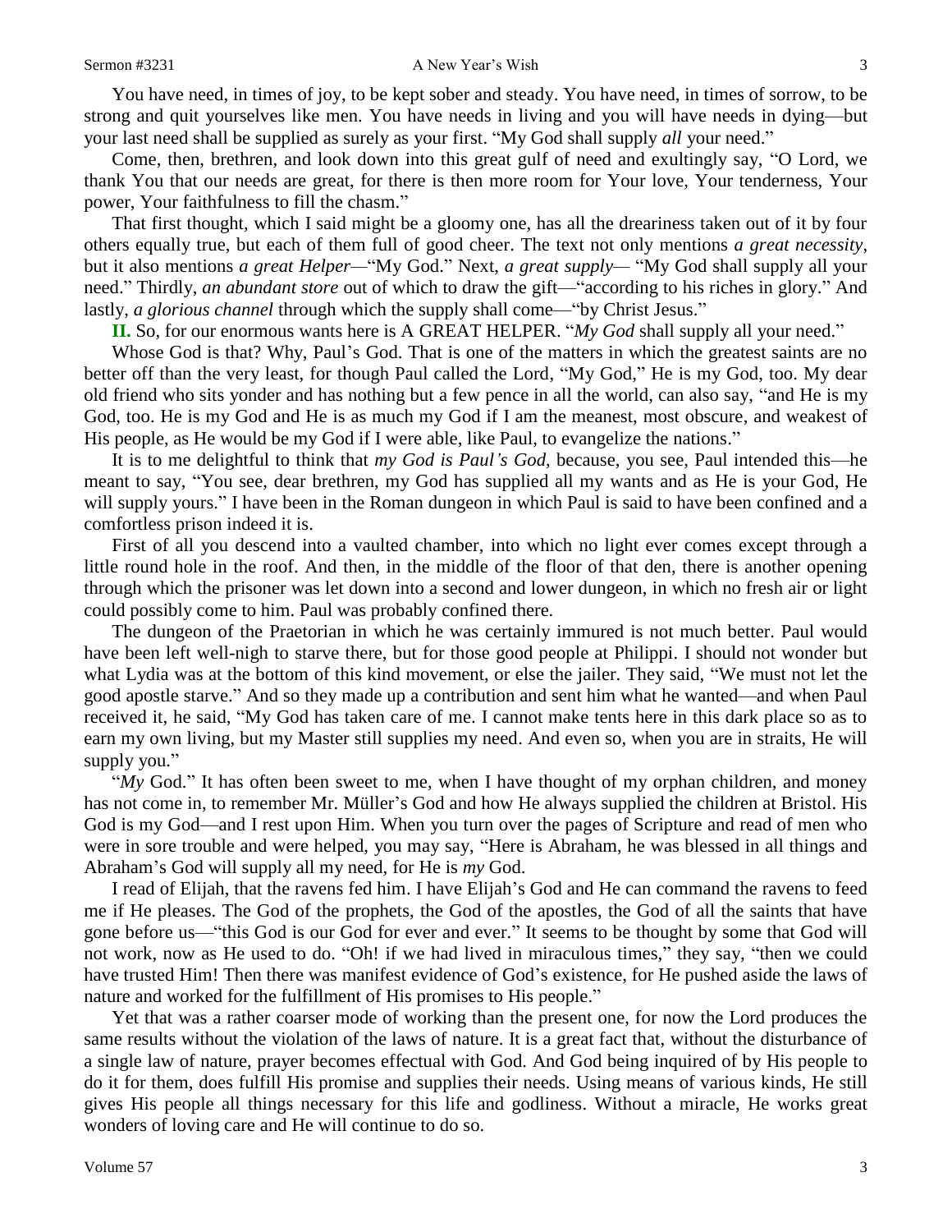You have need, in times of joy, to be kept sober and steady. You have need, in times of sorrow, to be strong and quit yourselves like men. You have needs in living and you will have needs in dying—but your last need shall be supplied as surely as your first. "My God shall supply *all* your need."

Come, then, brethren, and look down into this great gulf of need and exultingly say, "O Lord, we thank You that our needs are great, for there is then more room for Your love, Your tenderness, Your power, Your faithfulness to fill the chasm."

That first thought, which I said might be a gloomy one, has all the dreariness taken out of it by four others equally true, but each of them full of good cheer. The text not only mentions *a great necessity*, but it also mentions *a great Helper*—"My God." Next, *a great supply*— "My God shall supply all your need." Thirdly, *an abundant store* out of which to draw the gift—"according to his riches in glory." And lastly, *a glorious channel* through which the supply shall come—"by Christ Jesus."

**II.** So, for our enormous wants here is A GREAT HELPER. "*My God* shall supply all your need."

Whose God is that? Why, Paul's God. That is one of the matters in which the greatest saints are no better off than the very least, for though Paul called the Lord, "My God," He is my God, too. My dear old friend who sits yonder and has nothing but a few pence in all the world, can also say, "and He is my God, too. He is my God and He is as much my God if I am the meanest, most obscure, and weakest of His people, as He would be my God if I were able, like Paul, to evangelize the nations."

It is to me delightful to think that *my God is Paul's God*, because, you see, Paul intended this—he meant to say, "You see, dear brethren, my God has supplied all my wants and as He is your God, He will supply yours." I have been in the Roman dungeon in which Paul is said to have been confined and a comfortless prison indeed it is.

First of all you descend into a vaulted chamber, into which no light ever comes except through a little round hole in the roof. And then, in the middle of the floor of that den, there is another opening through which the prisoner was let down into a second and lower dungeon, in which no fresh air or light could possibly come to him. Paul was probably confined there.

The dungeon of the Praetorian in which he was certainly immured is not much better. Paul would have been left well-nigh to starve there, but for those good people at Philippi. I should not wonder but what Lydia was at the bottom of this kind movement, or else the jailer. They said, "We must not let the good apostle starve." And so they made up a contribution and sent him what he wanted—and when Paul received it, he said, "My God has taken care of me. I cannot make tents here in this dark place so as to earn my own living, but my Master still supplies my need. And even so, when you are in straits, He will supply you."

"*My* God." It has often been sweet to me, when I have thought of my orphan children, and money has not come in, to remember Mr. Müller's God and how He always supplied the children at Bristol. His God is my God—and I rest upon Him. When you turn over the pages of Scripture and read of men who were in sore trouble and were helped, you may say, "Here is Abraham, he was blessed in all things and Abraham's God will supply all my need, for He is *my* God.

I read of Elijah, that the ravens fed him. I have Elijah's God and He can command the ravens to feed me if He pleases. The God of the prophets, the God of the apostles, the God of all the saints that have gone before us—"this God is our God for ever and ever." It seems to be thought by some that God will not work, now as He used to do. "Oh! if we had lived in miraculous times," they say, "then we could have trusted Him! Then there was manifest evidence of God's existence, for He pushed aside the laws of nature and worked for the fulfillment of His promises to His people."

Yet that was a rather coarser mode of working than the present one, for now the Lord produces the same results without the violation of the laws of nature. It is a great fact that, without the disturbance of a single law of nature, prayer becomes effectual with God. And God being inquired of by His people to do it for them, does fulfill His promise and supplies their needs. Using means of various kinds, He still gives His people all things necessary for this life and godliness. Without a miracle, He works great wonders of loving care and He will continue to do so.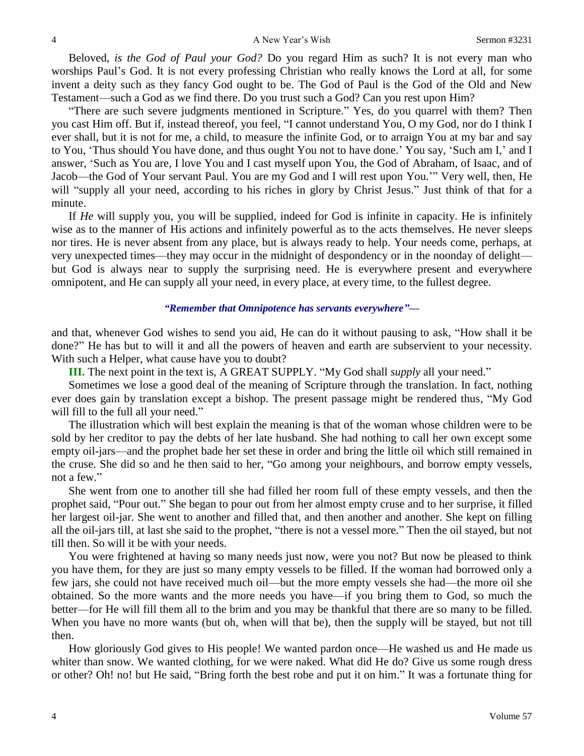Beloved, *is the God of Paul your God?* Do you regard Him as such? It is not every man who worships Paul's God. It is not every professing Christian who really knows the Lord at all, for some invent a deity such as they fancy God ought to be. The God of Paul is the God of the Old and New Testament—such a God as we find there. Do you trust such a God? Can you rest upon Him?

"There are such severe judgments mentioned in Scripture." Yes, do you quarrel with them? Then you cast Him off. But if, instead thereof, you feel, "I cannot understand You, O my God, nor do I think I ever shall, but it is not for me, a child, to measure the infinite God, or to arraign You at my bar and say to You, 'Thus should You have done, and thus ought You not to have done.' You say, 'Such am I,' and I answer, 'Such as You are, I love You and I cast myself upon You, the God of Abraham, of Isaac, and of Jacob—the God of Your servant Paul. You are my God and I will rest upon You.'" Very well, then, He will "supply all your need, according to his riches in glory by Christ Jesus." Just think of that for a minute.

If *He* will supply you, you will be supplied, indeed for God is infinite in capacity. He is infinitely wise as to the manner of His actions and infinitely powerful as to the acts themselves. He never sleeps nor tires. He is never absent from any place, but is always ready to help. Your needs come, perhaps, at very unexpected times—they may occur in the midnight of despondency or in the noonday of delight—but God is always near to supply the surprising need. He is everywhere present and everywhere omnipotent, and He can supply all your need, in every place, at every time, to the fullest degree.

***"Remember that Omnipotence has servants everywhere"—***

and that, whenever God wishes to send you aid, He can do it without pausing to ask, "How shall it be done?" He has but to will it and all the powers of heaven and earth are subservient to your necessity. With such a Helper, what cause have you to doubt?

**III.** The next point in the text is, A GREAT SUPPLY. "My God shall *supply* all your need."

Sometimes we lose a good deal of the meaning of Scripture through the translation. In fact, nothing ever does gain by translation except a bishop. The present passage might be rendered thus, "My God will fill to the full all your need."

The illustration which will best explain the meaning is that of the woman whose children were to be sold by her creditor to pay the debts of her late husband. She had nothing to call her own except some empty oil-jars—and the prophet bade her set these in order and bring the little oil which still remained in the cruse. She did so and he then said to her, "Go among your neighbours, and borrow empty vessels, not a few."

She went from one to another till she had filled her room full of these empty vessels, and then the prophet said, "Pour out." She began to pour out from her almost empty cruse and to her surprise, it filled her largest oil-jar. She went to another and filled that, and then another and another. She kept on filling all the oil-jars till, at last she said to the prophet, "there is not a vessel more." Then the oil stayed, but not till then. So will it be with your needs.

You were frightened at having so many needs just now, were you not? But now be pleased to think you have them, for they are just so many empty vessels to be filled. If the woman had borrowed only a few jars, she could not have received much oil—but the more empty vessels she had—the more oil she obtained. So the more wants and the more needs you have—if you bring them to God, so much the better—for He will fill them all to the brim and you may be thankful that there are so many to be filled. When you have no more wants (but oh, when will that be), then the supply will be stayed, but not till then.

How gloriously God gives to His people! We wanted pardon once—He washed us and He made us whiter than snow. We wanted clothing, for we were naked. What did He do? Give us some rough dress or other? Oh! no! but He said, "Bring forth the best robe and put it on him." It was a fortunate thing for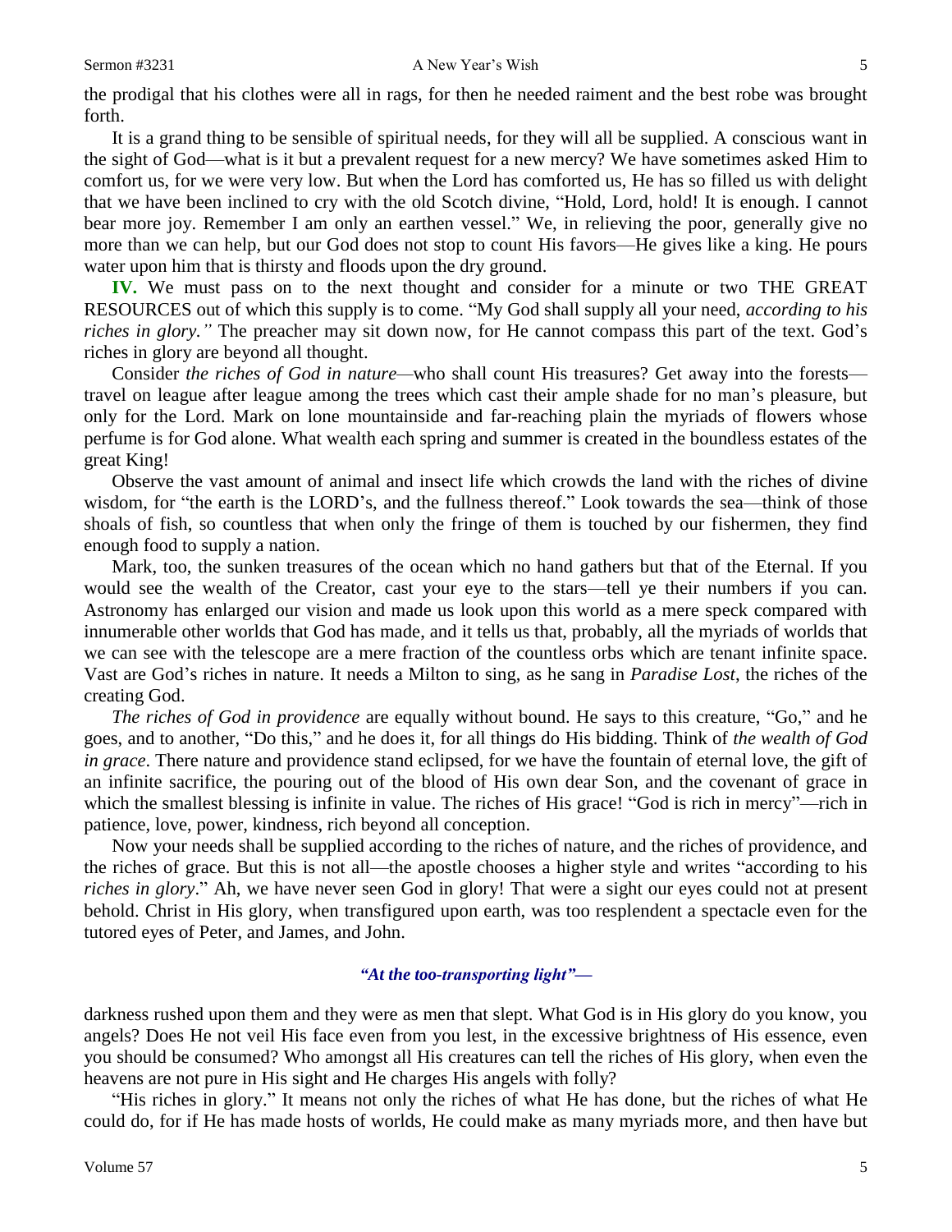the prodigal that his clothes were all in rags, for then he needed raiment and the best robe was brought forth.

It is a grand thing to be sensible of spiritual needs, for they will all be supplied. A conscious want in the sight of God—what is it but a prevalent request for a new mercy? We have sometimes asked Him to comfort us, for we were very low. But when the Lord has comforted us, He has so filled us with delight that we have been inclined to cry with the old Scotch divine, "Hold, Lord, hold! It is enough. I cannot bear more joy. Remember I am only an earthen vessel." We, in relieving the poor, generally give no more than we can help, but our God does not stop to count His favors—He gives like a king. He pours water upon him that is thirsty and floods upon the dry ground.

**IV.** We must pass on to the next thought and consider for a minute or two THE GREAT RESOURCES out of which this supply is to come. "My God shall supply all your need, *according to his riches in glory."* The preacher may sit down now, for He cannot compass this part of the text. God's riches in glory are beyond all thought.

Consider *the riches of God in nature*—who shall count His treasures? Get away into the forests—travel on league after league among the trees which cast their ample shade for no man's pleasure, but only for the Lord. Mark on lone mountainside and far-reaching plain the myriads of flowers whose perfume is for God alone. What wealth each spring and summer is created in the boundless estates of the great King!

Observe the vast amount of animal and insect life which crowds the land with the riches of divine wisdom, for "the earth is the LORD's, and the fullness thereof." Look towards the sea—think of those shoals of fish, so countless that when only the fringe of them is touched by our fishermen, they find enough food to supply a nation.

Mark, too, the sunken treasures of the ocean which no hand gathers but that of the Eternal. If you would see the wealth of the Creator, cast your eye to the stars—tell ye their numbers if you can. Astronomy has enlarged our vision and made us look upon this world as a mere speck compared with innumerable other worlds that God has made, and it tells us that, probably, all the myriads of worlds that we can see with the telescope are a mere fraction of the countless orbs which are tenant infinite space. Vast are God's riches in nature. It needs a Milton to sing, as he sang in *Paradise Lost*, the riches of the creating God.

*The riches of God in providence* are equally without bound. He says to this creature, "Go," and he goes, and to another, "Do this," and he does it, for all things do His bidding. Think of *the wealth of God in grace*. There nature and providence stand eclipsed, for we have the fountain of eternal love, the gift of an infinite sacrifice, the pouring out of the blood of His own dear Son, and the covenant of grace in which the smallest blessing is infinite in value. The riches of His grace! "God is rich in mercy"—rich in patience, love, power, kindness, rich beyond all conception.

Now your needs shall be supplied according to the riches of nature, and the riches of providence, and the riches of grace. But this is not all—the apostle chooses a higher style and writes "according to his *riches in glory*." Ah, we have never seen God in glory! That were a sight our eyes could not at present behold. Christ in His glory, when transfigured upon earth, was too resplendent a spectacle even for the tutored eyes of Peter, and James, and John.

*"At the too-transporting light"—*

darkness rushed upon them and they were as men that slept. What God is in His glory do you know, you angels? Does He not veil His face even from you lest, in the excessive brightness of His essence, even you should be consumed? Who amongst all His creatures can tell the riches of His glory, when even the heavens are not pure in His sight and He charges His angels with folly?

"His riches in glory." It means not only the riches of what He has done, but the riches of what He could do, for if He has made hosts of worlds, He could make as many myriads more, and then have but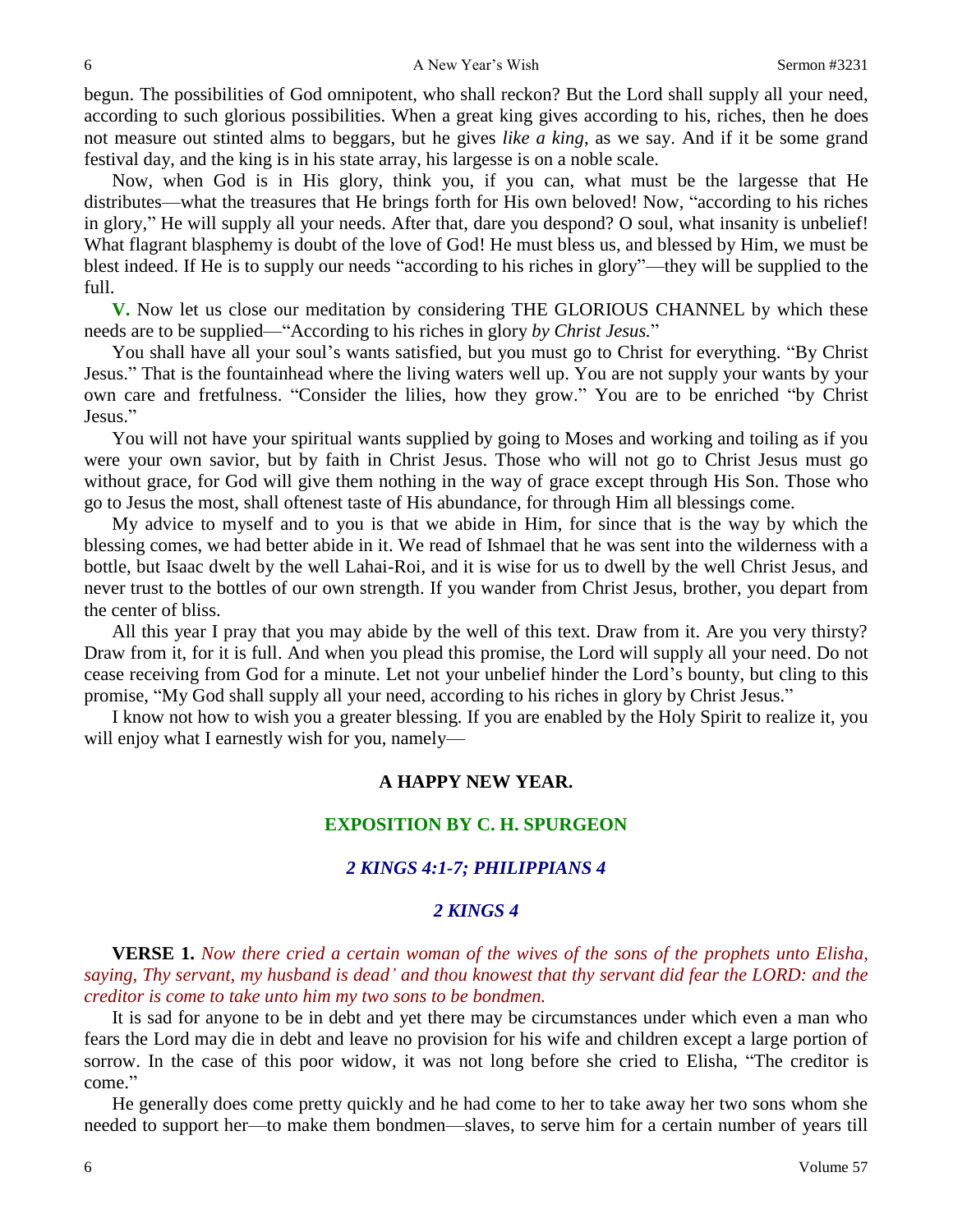begun. The possibilities of God omnipotent, who shall reckon? But the Lord shall supply all your need, according to such glorious possibilities. When a great king gives according to his, riches, then he does not measure out stinted alms to beggars, but he gives *like a king,* as we say. And if it be some grand festival day, and the king is in his state array, his largesse is on a noble scale.

Now, when God is in His glory, think you, if you can, what must be the largesse that He distributes—what the treasures that He brings forth for His own beloved! Now, "according to his riches in glory," He will supply all your needs. After that, dare you despond? O soul, what insanity is unbelief! What flagrant blasphemy is doubt of the love of God! He must bless us, and blessed by Him, we must be blest indeed. If He is to supply our needs "according to his riches in glory"—they will be supplied to the full.

**V.** Now let us close our meditation by considering THE GLORIOUS CHANNEL by which these needs are to be supplied—"According to his riches in glory *by Christ Jesus.*"

You shall have all your soul's wants satisfied, but you must go to Christ for everything. "By Christ Jesus." That is the fountainhead where the living waters well up. You are not supply your wants by your own care and fretfulness. "Consider the lilies, how they grow." You are to be enriched "by Christ Jesus."

You will not have your spiritual wants supplied by going to Moses and working and toiling as if you were your own savior, but by faith in Christ Jesus. Those who will not go to Christ Jesus must go without grace, for God will give them nothing in the way of grace except through His Son. Those who go to Jesus the most, shall oftenest taste of His abundance, for through Him all blessings come.

My advice to myself and to you is that we abide in Him, for since that is the way by which the blessing comes, we had better abide in it. We read of Ishmael that he was sent into the wilderness with a bottle, but Isaac dwelt by the well Lahai-Roi, and it is wise for us to dwell by the well Christ Jesus, and never trust to the bottles of our own strength. If you wander from Christ Jesus, brother, you depart from the center of bliss.

All this year I pray that you may abide by the well of this text. Draw from it. Are you very thirsty? Draw from it, for it is full. And when you plead this promise, the Lord will supply all your need. Do not cease receiving from God for a minute. Let not your unbelief hinder the Lord's bounty, but cling to this promise, "My God shall supply all your need, according to his riches in glory by Christ Jesus."

I know not how to wish you a greater blessing. If you are enabled by the Holy Spirit to realize it, you will enjoy what I earnestly wish for you, namely—

**A HAPPY NEW YEAR.**

## EXPOSITION BY C. H. SPURGEON

### *2 KINGS 4:1-7; PHILIPPIANS 4*

### *2 KINGS 4*

**VERSE 1.** *Now there cried a certain woman of the wives of the sons of the prophets unto Elisha, saying, Thy servant, my husband is dead' and thou knowest that thy servant did fear the LORD: and the creditor is come to take unto him my two sons to be bondmen.*

It is sad for anyone to be in debt and yet there may be circumstances under which even a man who fears the Lord may die in debt and leave no provision for his wife and children except a large portion of sorrow. In the case of this poor widow, it was not long before she cried to Elisha, "The creditor is come."

He generally does come pretty quickly and he had come to her to take away her two sons whom she needed to support her—to make them bondmen—slaves, to serve him for a certain number of years till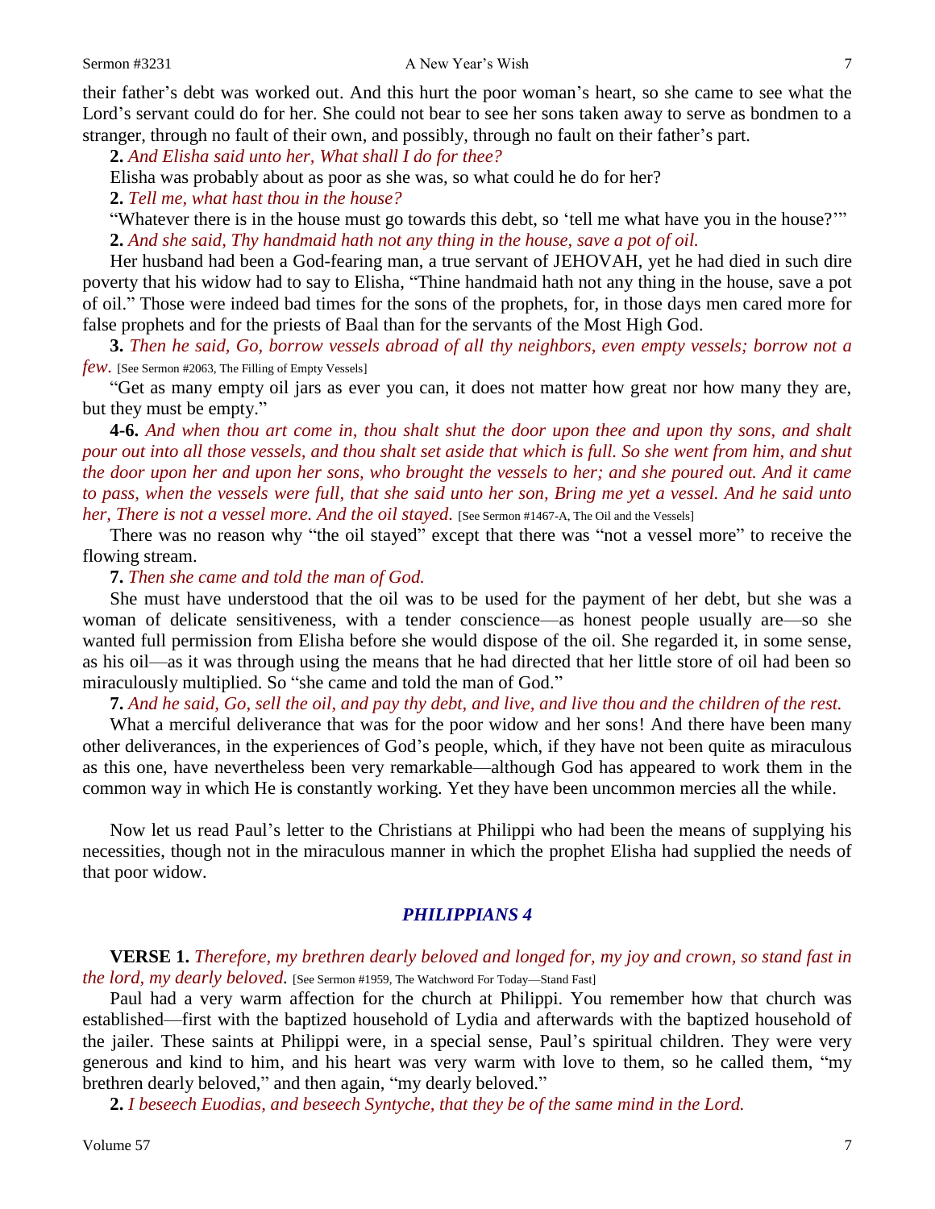their father's debt was worked out. And this hurt the poor woman's heart, so she came to see what the Lord's servant could do for her. She could not bear to see her sons taken away to serve as bondmen to a stranger, through no fault of their own, and possibly, through no fault on their father's part.

**2.** *And Elisha said unto her, What shall I do for thee?*

Elisha was probably about as poor as she was, so what could he do for her?

**2.** *Tell me, what hast thou in the house?*

"Whatever there is in the house must go towards this debt, so 'tell me what have you in the house?'"

**2.** *And she said, Thy handmaid hath not any thing in the house, save a pot of oil.*

Her husband had been a God-fearing man, a true servant of JEHOVAH, yet he had died in such dire poverty that his widow had to say to Elisha, "Thine handmaid hath not any thing in the house, save a pot of oil." Those were indeed bad times for the sons of the prophets, for, in those days men cared more for false prophets and for the priests of Baal than for the servants of the Most High God.

**3.** *Then he said, Go, borrow vessels abroad of all thy neighbors, even empty vessels; borrow not a few.* [See Sermon #2063, The Filling of Empty Vessels]

"Get as many empty oil jars as ever you can, it does not matter how great nor how many they are, but they must be empty."

**4-6.** *And when thou art come in, thou shalt shut the door upon thee and upon thy sons, and shalt pour out into all those vessels, and thou shalt set aside that which is full. So she went from him, and shut the door upon her and upon her sons, who brought the vessels to her; and she poured out. And it came to pass, when the vessels were full, that she said unto her son, Bring me yet a vessel. And he said unto her, There is not a vessel more. And the oil stayed.* [See Sermon #1467-A, The Oil and the Vessels]

There was no reason why "the oil stayed" except that there was "not a vessel more" to receive the flowing stream.

**7.** *Then she came and told the man of God.*

She must have understood that the oil was to be used for the payment of her debt, but she was a woman of delicate sensitiveness, with a tender conscience—as honest people usually are—so she wanted full permission from Elisha before she would dispose of the oil. She regarded it, in some sense, as his oil—as it was through using the means that he had directed that her little store of oil had been so miraculously multiplied. So "she came and told the man of God."

**7.** *And he said, Go, sell the oil, and pay thy debt, and live, and live thou and the children of the rest.*

What a merciful deliverance that was for the poor widow and her sons! And there have been many other deliverances, in the experiences of God's people, which, if they have not been quite as miraculous as this one, have nevertheless been very remarkable—although God has appeared to work them in the common way in which He is constantly working. Yet they have been uncommon mercies all the while.

Now let us read Paul's letter to the Christians at Philippi who had been the means of supplying his necessities, though not in the miraculous manner in which the prophet Elisha had supplied the needs of that poor widow.

## *PHILIPPIANS 4*

**VERSE 1.** *Therefore, my brethren dearly beloved and longed for, my joy and crown, so stand fast in the lord, my dearly beloved.* [See Sermon #1959, The Watchword For Today—Stand Fast]

Paul had a very warm affection for the church at Philippi. You remember how that church was established—first with the baptized household of Lydia and afterwards with the baptized household of the jailer. These saints at Philippi were, in a special sense, Paul's spiritual children. They were very generous and kind to him, and his heart was very warm with love to them, so he called them, "my brethren dearly beloved," and then again, "my dearly beloved."

**2.** *I beseech Euodias, and beseech Syntyche, that they be of the same mind in the Lord.*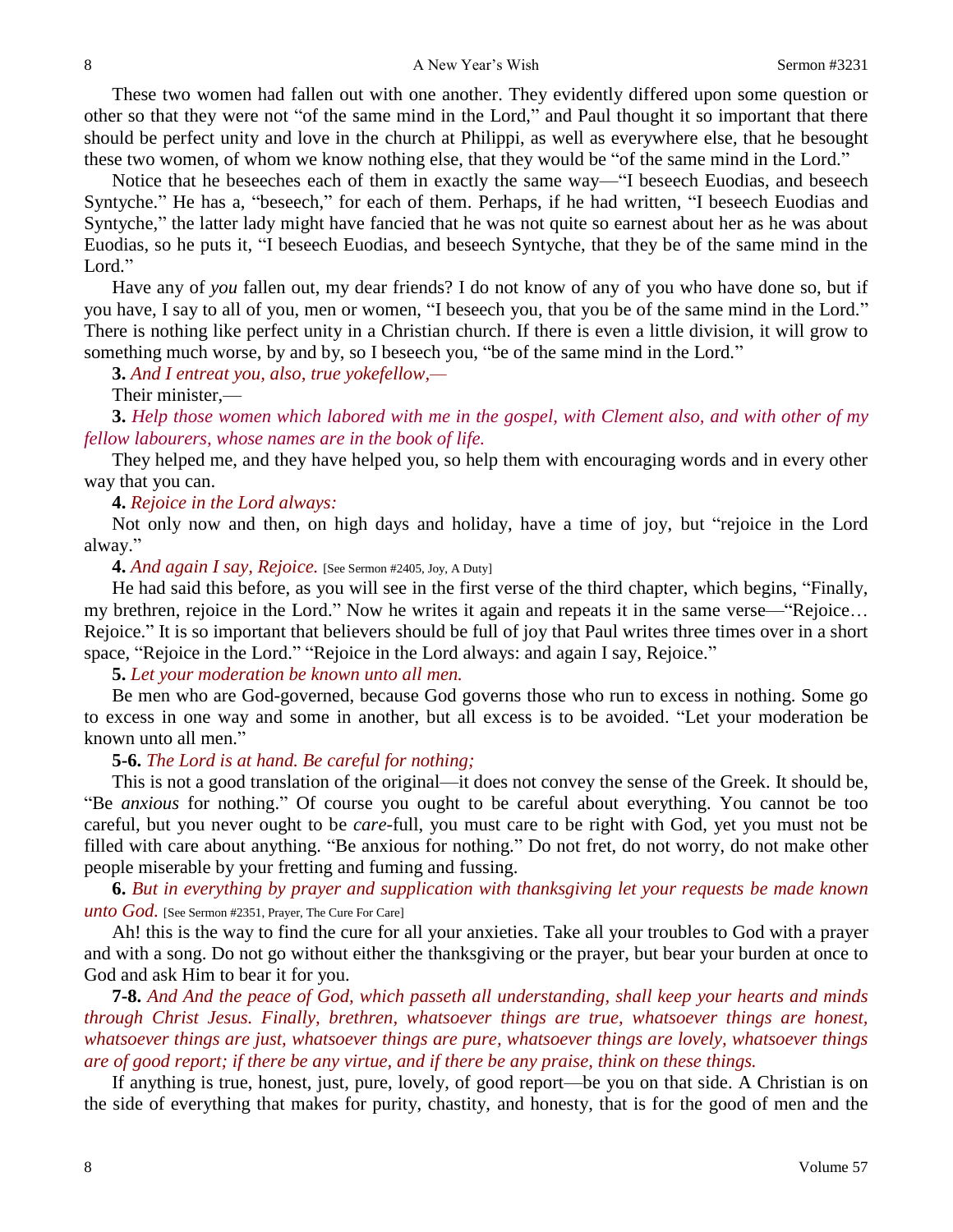These two women had fallen out with one another. They evidently differed upon some question or other so that they were not "of the same mind in the Lord," and Paul thought it so important that there should be perfect unity and love in the church at Philippi, as well as everywhere else, that he besought these two women, of whom we know nothing else, that they would be "of the same mind in the Lord."

Notice that he beseeches each of them in exactly the same way—"I beseech Euodias, and beseech Syntyche." He has a, "beseech," for each of them. Perhaps, if he had written, "I beseech Euodias and Syntyche," the latter lady might have fancied that he was not quite so earnest about her as he was about Euodias, so he puts it, "I beseech Euodias, and beseech Syntyche, that they be of the same mind in the Lord."

Have any of *you* fallen out, my dear friends? I do not know of any of you who have done so, but if you have, I say to all of you, men or women, "I beseech you, that you be of the same mind in the Lord." There is nothing like perfect unity in a Christian church. If there is even a little division, it will grow to something much worse, by and by, so I beseech you, "be of the same mind in the Lord."

**3.** *And I entreat you, also, true yokefellow,—*

Their minister,—

**3.** *Help those women which labored with me in the gospel, with Clement also, and with other of my fellow labourers, whose names are in the book of life.*

They helped me, and they have helped you, so help them with encouraging words and in every other way that you can.

**4.** *Rejoice in the Lord always:*

Not only now and then, on high days and holiday, have a time of joy, but "rejoice in the Lord alway."

**4.** *And again I say, Rejoice.* [See Sermon #2405, Joy, A Duty]

He had said this before, as you will see in the first verse of the third chapter, which begins, "Finally, my brethren, rejoice in the Lord." Now he writes it again and repeats it in the same verse—"Rejoice… Rejoice." It is so important that believers should be full of joy that Paul writes three times over in a short space, "Rejoice in the Lord." "Rejoice in the Lord always: and again I say, Rejoice."

**5.** *Let your moderation be known unto all men.*

Be men who are God-governed, because God governs those who run to excess in nothing. Some go to excess in one way and some in another, but all excess is to be avoided. "Let your moderation be known unto all men."

**5-6.** *The Lord is at hand. Be careful for nothing;*

This is not a good translation of the original—it does not convey the sense of the Greek. It should be, "Be *anxious* for nothing." Of course you ought to be careful about everything. You cannot be too careful, but you never ought to be *care*-full, you must care to be right with God, yet you must not be filled with care about anything. "Be anxious for nothing." Do not fret, do not worry, do not make other people miserable by your fretting and fuming and fussing.

**6.** *But in everything by prayer and supplication with thanksgiving let your requests be made known unto God.* [See Sermon #2351, Prayer, The Cure For Care]

Ah! this is the way to find the cure for all your anxieties. Take all your troubles to God with a prayer and with a song. Do not go without either the thanksgiving or the prayer, but bear your burden at once to God and ask Him to bear it for you.

**7-8.** *And And the peace of God, which passeth all understanding, shall keep your hearts and minds through Christ Jesus. Finally, brethren, whatsoever things are true, whatsoever things are honest, whatsoever things are just, whatsoever things are pure, whatsoever things are lovely, whatsoever things are of good report; if there be any virtue, and if there be any praise, think on these things.*

If anything is true, honest, just, pure, lovely, of good report—be you on that side. A Christian is on the side of everything that makes for purity, chastity, and honesty, that is for the good of men and the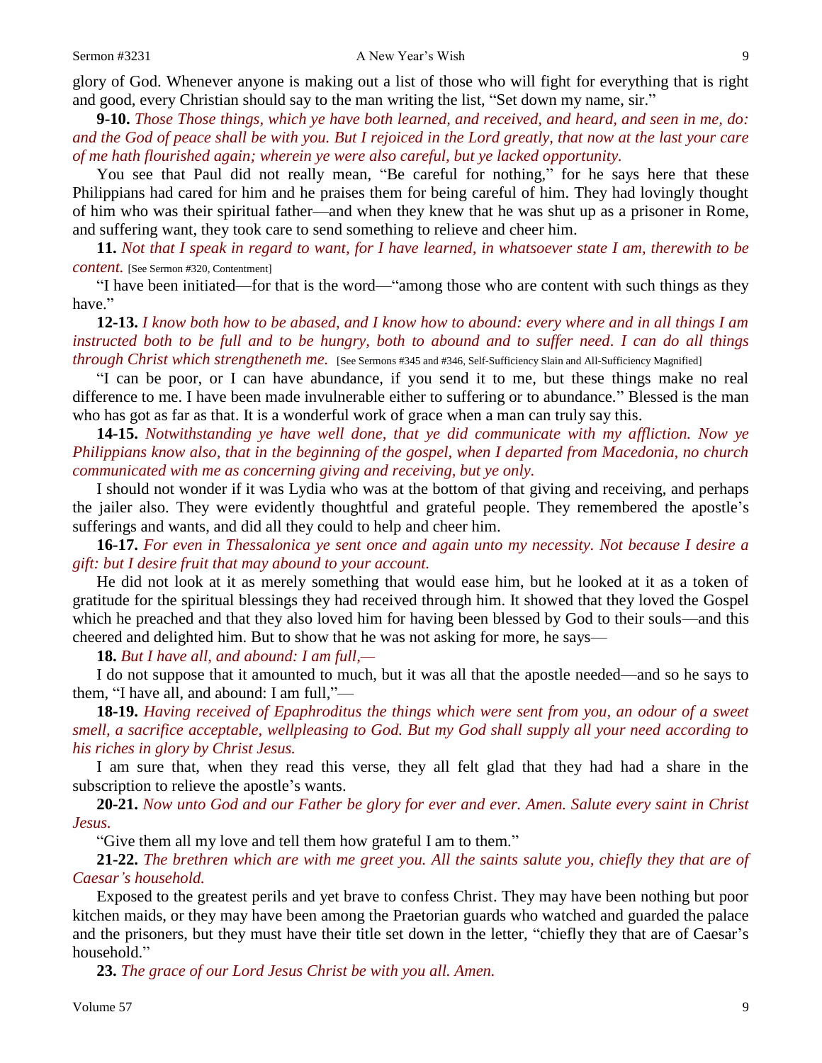glory of God. Whenever anyone is making out a list of those who will fight for everything that is right and good, every Christian should say to the man writing the list, "Set down my name, sir."

**9-10.** *Those Those things, which ye have both learned, and received, and heard, and seen in me, do: and the God of peace shall be with you. But I rejoiced in the Lord greatly, that now at the last your care of me hath flourished again; wherein ye were also careful, but ye lacked opportunity.*

You see that Paul did not really mean, "Be careful for nothing," for he says here that these Philippians had cared for him and he praises them for being careful of him. They had lovingly thought of him who was their spiritual father—and when they knew that he was shut up as a prisoner in Rome, and suffering want, they took care to send something to relieve and cheer him.

**11.** *Not that I speak in regard to want, for I have learned, in whatsoever state I am, therewith to be content.* [See Sermon #320, Contentment]

"I have been initiated—for that is the word—"among those who are content with such things as they have."

**12-13.** *I know both how to be abased, and I know how to abound: every where and in all things I am instructed both to be full and to be hungry, both to abound and to suffer need. I can do all things through Christ which strengtheneth me.* [See Sermons #345 and #346, Self-Sufficiency Slain and All-Sufficiency Magnified]

"I can be poor, or I can have abundance, if you send it to me, but these things make no real difference to me. I have been made invulnerable either to suffering or to abundance." Blessed is the man who has got as far as that. It is a wonderful work of grace when a man can truly say this.

**14-15.** *Notwithstanding ye have well done, that ye did communicate with my affliction. Now ye Philippians know also, that in the beginning of the gospel, when I departed from Macedonia, no church communicated with me as concerning giving and receiving, but ye only.*

I should not wonder if it was Lydia who was at the bottom of that giving and receiving, and perhaps the jailer also. They were evidently thoughtful and grateful people. They remembered the apostle's sufferings and wants, and did all they could to help and cheer him.

**16-17.** *For even in Thessalonica ye sent once and again unto my necessity. Not because I desire a gift: but I desire fruit that may abound to your account.*

He did not look at it as merely something that would ease him, but he looked at it as a token of gratitude for the spiritual blessings they had received through him. It showed that they loved the Gospel which he preached and that they also loved him for having been blessed by God to their souls—and this cheered and delighted him. But to show that he was not asking for more, he says—

**18.** *But I have all, and abound: I am full,—*

I do not suppose that it amounted to much, but it was all that the apostle needed—and so he says to them, "I have all, and abound: I am full,"—

**18-19.** *Having received of Epaphroditus the things which were sent from you, an odour of a sweet smell, a sacrifice acceptable, wellpleasing to God. But my God shall supply all your need according to his riches in glory by Christ Jesus.*

I am sure that, when they read this verse, they all felt glad that they had had a share in the subscription to relieve the apostle's wants.

**20-21.** *Now unto God and our Father be glory for ever and ever. Amen. Salute every saint in Christ Jesus.*

"Give them all my love and tell them how grateful I am to them."

**21-22.** *The brethren which are with me greet you. All the saints salute you, chiefly they that are of Caesar's household.*

Exposed to the greatest perils and yet brave to confess Christ. They may have been nothing but poor kitchen maids, or they may have been among the Praetorian guards who watched and guarded the palace and the prisoners, but they must have their title set down in the letter, "chiefly they that are of Caesar's household."

**23.** *The grace of our Lord Jesus Christ be with you all. Amen.*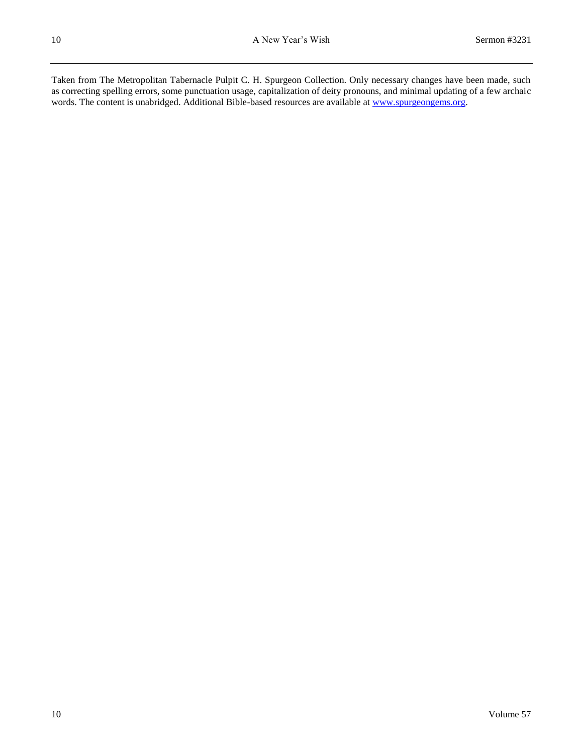Taken from The Metropolitan Tabernacle Pulpit C. H. Spurgeon Collection. Only necessary changes have been made, such as correcting spelling errors, some punctuation usage, capitalization of deity pronouns, and minimal updating of a few archaic words. The content is unabridged. Additional Bible-based resources are available at [www.spurgeongems.org](http://www.spurgeongems.org).